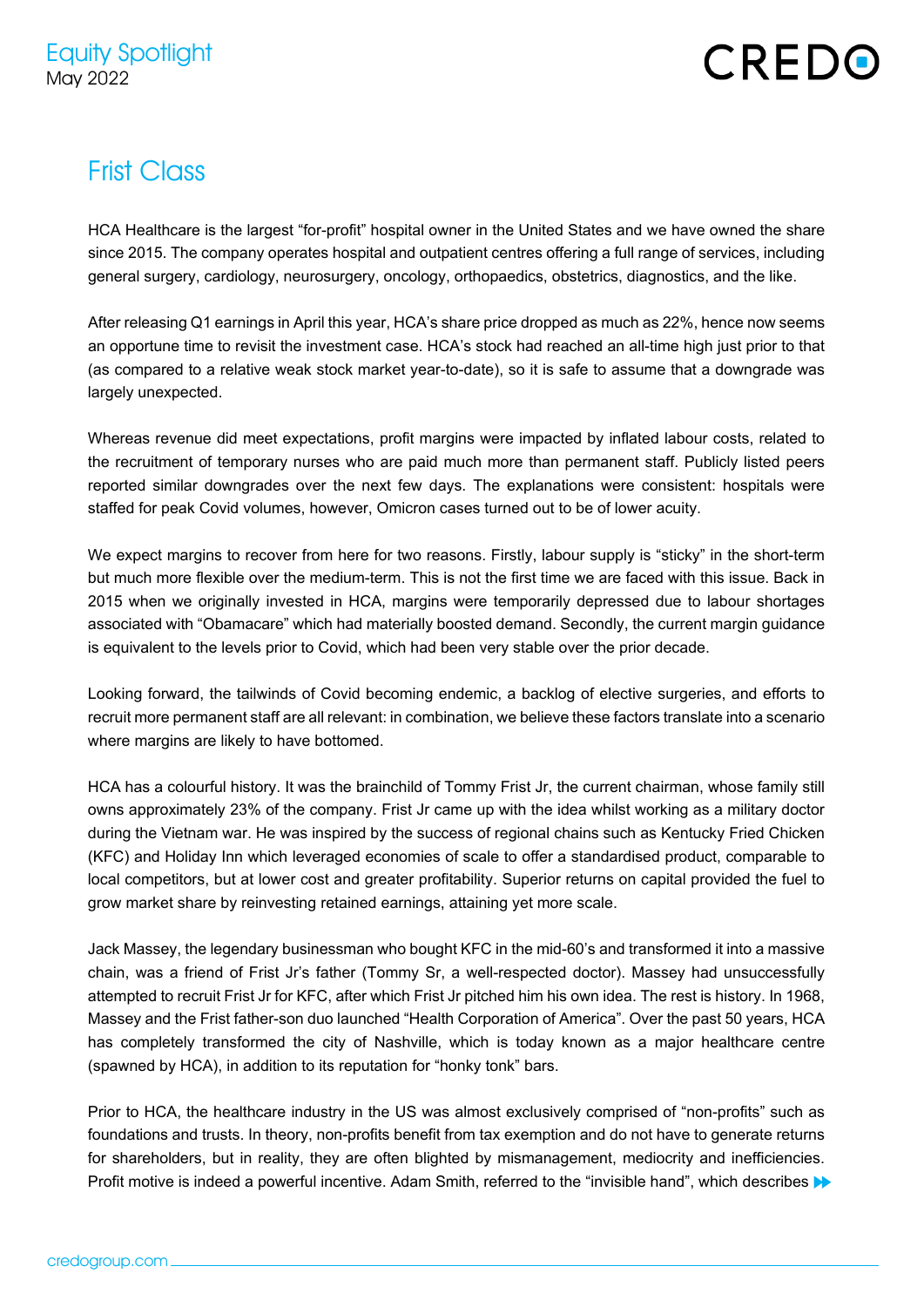Equity Spotlight
May 2022

# Frist Class

HCA Healthcare is the largest "for-profit" hospital owner in the United States and we have owned the share since 2015. The company operates hospital and outpatient centres offering a full range of services, including general surgery, cardiology, neurosurgery, oncology, orthopaedics, obstetrics, diagnostics, and the like.

After releasing Q1 earnings in April this year, HCA's share price dropped as much as 22%, hence now seems an opportune time to revisit the investment case. HCA's stock had reached an all-time high just prior to that (as compared to a relative weak stock market year-to-date), so it is safe to assume that a downgrade was largely unexpected.

Whereas revenue did meet expectations, profit margins were impacted by inflated labour costs, related to the recruitment of temporary nurses who are paid much more than permanent staff. Publicly listed peers reported similar downgrades over the next few days. The explanations were consistent: hospitals were staffed for peak Covid volumes, however, Omicron cases turned out to be of lower acuity.

We expect margins to recover from here for two reasons. Firstly, labour supply is "sticky" in the short-term but much more flexible over the medium-term. This is not the first time we are faced with this issue. Back in 2015 when we originally invested in HCA, margins were temporarily depressed due to labour shortages associated with "Obamacare" which had materially boosted demand. Secondly, the current margin guidance is equivalent to the levels prior to Covid, which had been very stable over the prior decade.

Looking forward, the tailwinds of Covid becoming endemic, a backlog of elective surgeries, and efforts to recruit more permanent staff are all relevant: in combination, we believe these factors translate into a scenario where margins are likely to have bottomed.

HCA has a colourful history. It was the brainchild of Tommy Frist Jr, the current chairman, whose family still owns approximately 23% of the company. Frist Jr came up with the idea whilst working as a military doctor during the Vietnam war. He was inspired by the success of regional chains such as Kentucky Fried Chicken (KFC) and Holiday Inn which leveraged economies of scale to offer a standardised product, comparable to local competitors, but at lower cost and greater profitability. Superior returns on capital provided the fuel to grow market share by reinvesting retained earnings, attaining yet more scale.

Jack Massey, the legendary businessman who bought KFC in the mid-60's and transformed it into a massive chain, was a friend of Frist Jr's father (Tommy Sr, a well-respected doctor). Massey had unsuccessfully attempted to recruit Frist Jr for KFC, after which Frist Jr pitched him his own idea. The rest is history. In 1968, Massey and the Frist father-son duo launched "Health Corporation of America". Over the past 50 years, HCA has completely transformed the city of Nashville, which is today known as a major healthcare centre (spawned by HCA), in addition to its reputation for "honky tonk" bars.

Prior to HCA, the healthcare industry in the US was almost exclusively comprised of "non-profits" such as foundations and trusts. In theory, non-profits benefit from tax exemption and do not have to generate returns for shareholders, but in reality, they are often blighted by mismanagement, mediocrity and inefficiencies. Profit motive is indeed a powerful incentive. Adam Smith, referred to the "invisible hand", which describes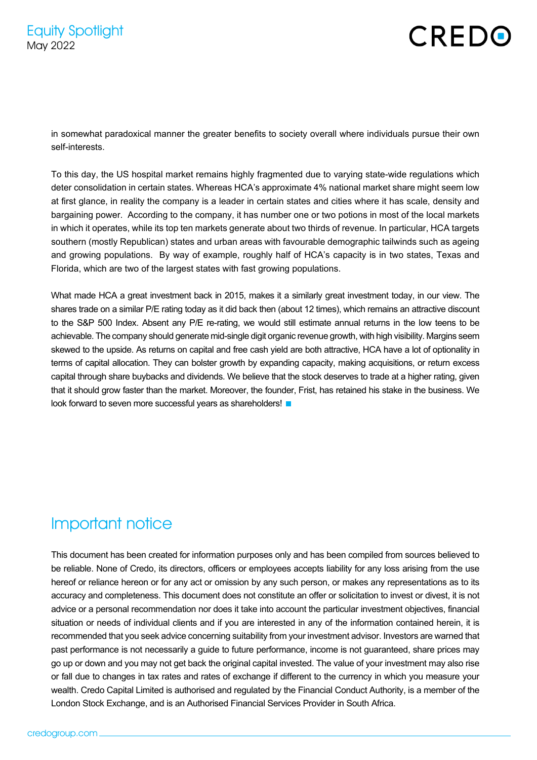in somewhat paradoxical manner the greater benefits to society overall where individuals pursue their own self-interests.

To this day, the US hospital market remains highly fragmented due to varying state-wide regulations which deter consolidation in certain states. Whereas HCA's approximate 4% national market share might seem low at first glance, in reality the company is a leader in certain states and cities where it has scale, density and bargaining power. According to the company, it has number one or two potions in most of the local markets in which it operates, while its top ten markets generate about two thirds of revenue. In particular, HCA targets southern (mostly Republican) states and urban areas with favourable demographic tailwinds such as ageing and growing populations. By way of example, roughly half of HCA's capacity is in two states, Texas and Florida, which are two of the largest states with fast growing populations.

What made HCA a great investment back in 2015, makes it a similarly great investment today, in our view. The shares trade on a similar P/E rating today as it did back then (about 12 times), which remains an attractive discount to the S&P 500 Index. Absent any P/E re-rating, we would still estimate annual returns in the low teens to be achievable. The company should generate mid-single digit organic revenue growth, with high visibility. Margins seem skewed to the upside. As returns on capital and free cash yield are both attractive, HCA have a lot of optionality in terms of capital allocation. They can bolster growth by expanding capacity, making acquisitions, or return excess capital through share buybacks and dividends. We believe that the stock deserves to trade at a higher rating, given that it should grow faster than the market. Moreover, the founder, Frist, has retained his stake in the business. We look forward to seven more successful years as shareholders!

## Important notice

This document has been created for information purposes only and has been compiled from sources believed to be reliable. None of Credo, its directors, officers or employees accepts liability for any loss arising from the use hereof or reliance hereon or for any act or omission by any such person, or makes any representations as to its accuracy and completeness. This document does not constitute an offer or solicitation to invest or divest, it is not advice or a personal recommendation nor does it take into account the particular investment objectives, financial situation or needs of individual clients and if you are interested in any of the information contained herein, it is recommended that you seek advice concerning suitability from your investment advisor. Investors are warned that past performance is not necessarily a guide to future performance, income is not guaranteed, share prices may go up or down and you may not get back the original capital invested. The value of your investment may also rise or fall due to changes in tax rates and rates of exchange if different to the currency in which you measure your wealth. Credo Capital Limited is authorised and regulated by the Financial Conduct Authority, is a member of the London Stock Exchange, and is an Authorised Financial Services Provider in South Africa.